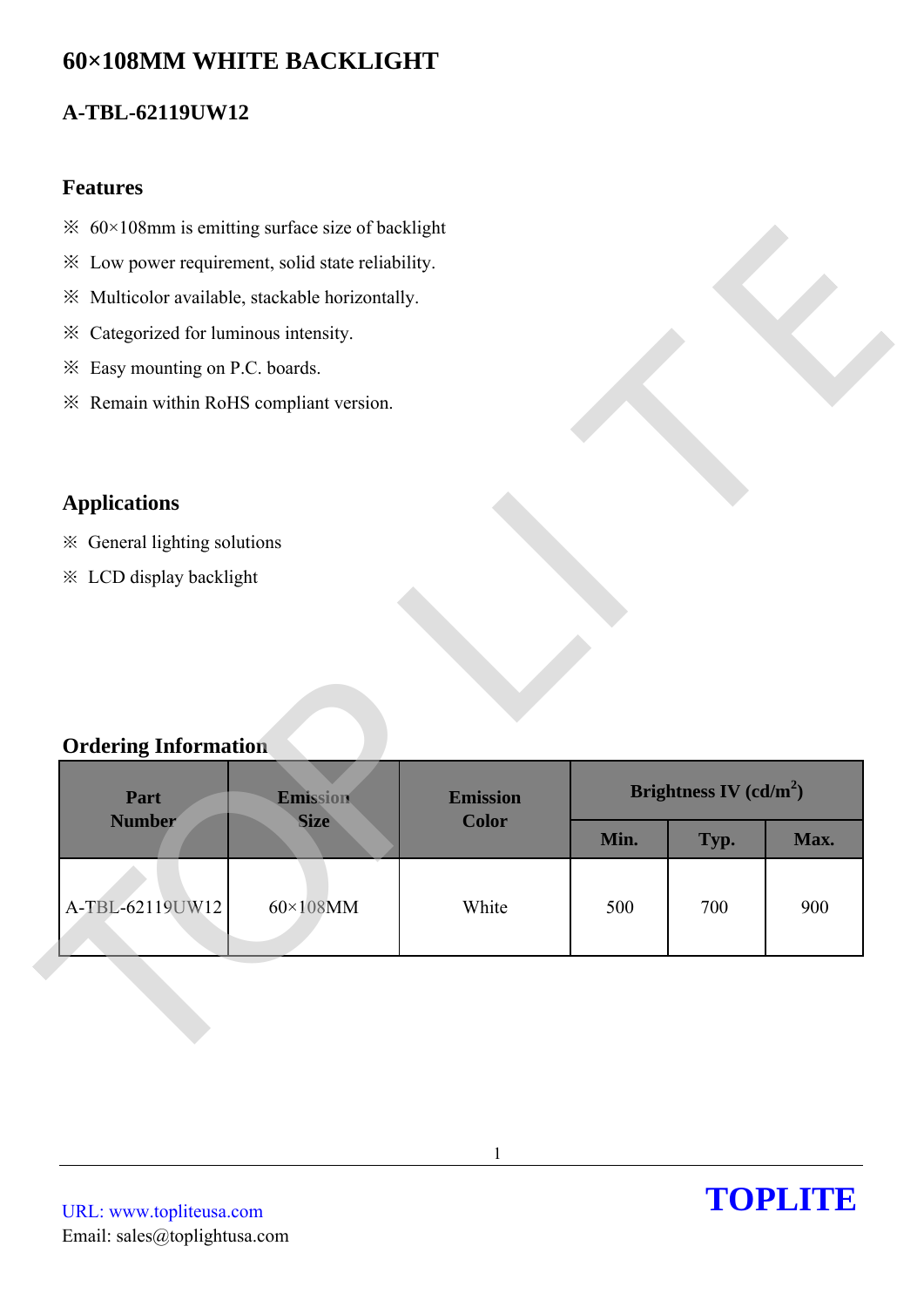# 60×108MM WHITE BACKLIGHT

## A-TBL-62119UW12

### Features

- ※ 60×108mm is emitting surface size of backlight
- ※ Low power requirement, solid state reliability.
- ※ Multicolor available, stackable horizontally.
- ※ Categorized for luminous intensity.
- ※ Easy mounting on P.C. boards.
- ※ Remain within RoHS compliant version.

### Applications

- ※ General lighting solutions
- ※ LCD display backlight

### Ordering Information

| Part Number | Emission Size | Emission Color | Brightness IV (cd/m$^2$) | | |
|---|---|---|---|---|---|
| | | | Min. | Typ. | Max. |
| A-TBL-62119UW12 | 60×108MM | White | 500 | 700 | 900 |

URL: www.topliteusa.com
Email: sales@toplightusa.com

**TOPLITE**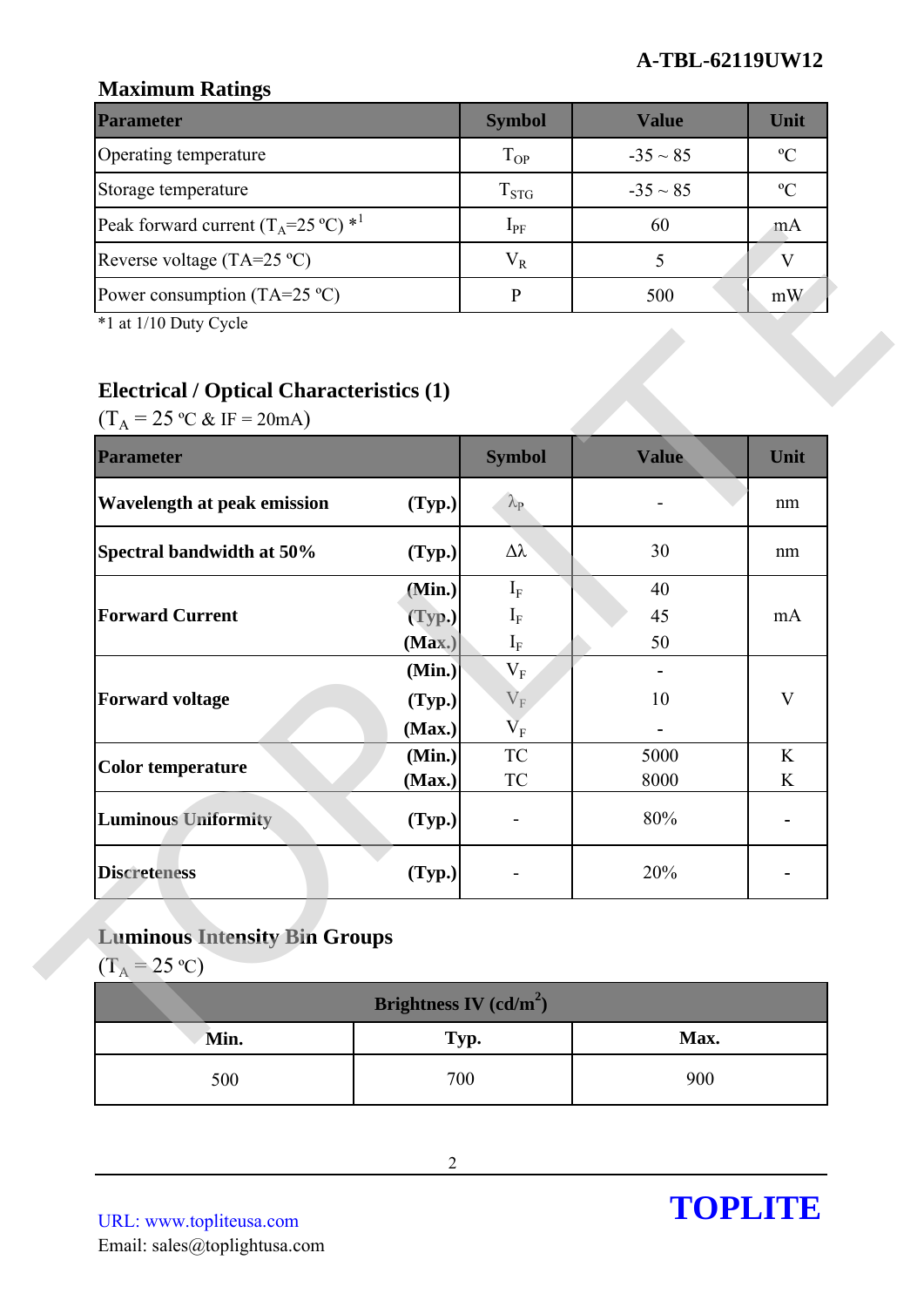## Maximum Ratings

| Parameter | Symbol | Value | Unit |
|---|---|---|---|
| Operating temperature | $T_{OP}$ | -35 ~ 85 | ºC |
| Storage temperature | $T_{STG}$ | -35 ~ 85 | ºC |
| Peak forward current ($T_A$=25 ºC) *1 | $I_{PF}$ | 60 | mA |
| Reverse voltage (TA=25 ºC) | $V_R$ | 5 | V |
| Power consumption (TA=25 ºC) | P | 500 | mW |

*1 at 1/10 Duty Cycle

## Electrical / Optical Characteristics (1)

($T_A$ = 25 ºC & IF = 20mA)

| Parameter | | Symbol | Value | Unit |
|---|---|---|---|---|
| **Wavelength at peak emission** | **(Typ.)** | $\lambda_P$ | - | nm |
| **Spectral bandwidth at 50%** | **(Typ.)** | $\Delta\lambda$ | 30 | nm |
| **Forward Current** | **(Min.)** | $I_F$ | 40 | mA |
| | **(Typ.)** | $I_F$ | 45 | |
| | **(Max.)** | $I_F$ | 50 | |
| **Forward voltage** | **(Min.)** | $V_F$ | - | V |
| | **(Typ.)** | $V_F$ | 10 | |
| | **(Max.)** | $V_F$ | - | |
| **Color temperature** | **(Min.)** | TC | 5000 | K |
| | **(Max.)** | TC | 8000 | K |
| **Luminous Uniformity** | **(Typ.)** | - | 80% | - |
| **Discreteness** | **(Typ.)** | - | 20% | - |

## Luminous Intensity Bin Groups

($T_A$ = 25 ºC)

| Brightness IV (cd/m²) | | |
|---|---|---|
| **Min.** | **Typ.** | **Max.** |
| 500 | 700 | 900 |

URL: www.topliteusa.com
Email: sales@toplightusa.com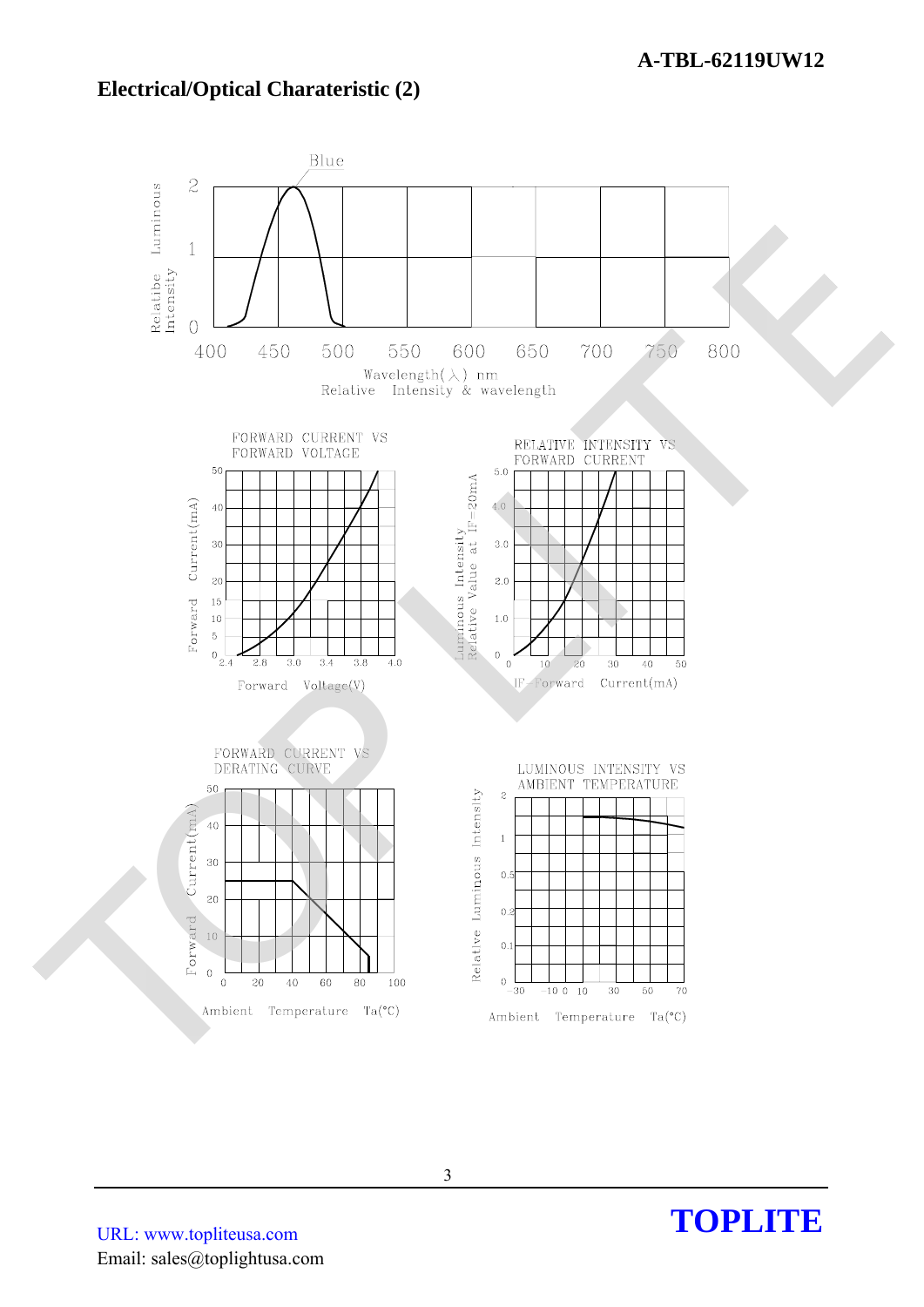## Electrical/Optical Charateristic (2)

Blue

Relatibe Luminous Intensity

Wavelength(λ) nm

Relative Intensity & wavelength

FORWARD CURRENT VS FORWARD VOLTAGE

Forward Current(mA)

Forward Voltage(V)

RELATIVE INTENSITY VS FORWARD CURRENT

Luminous Intensity Relative Value at IF=20mA

IF-Forward Current(mA)

FORWARD CURRENT VS DERATING CURVE

Forward Current(mA)

Ambient Temperature Ta(°C)

LUMINOUS INTENSITY VS AMBIENT TEMPERATURE

Relative Luminous Intensity

Ambient Temperature Ta(°C)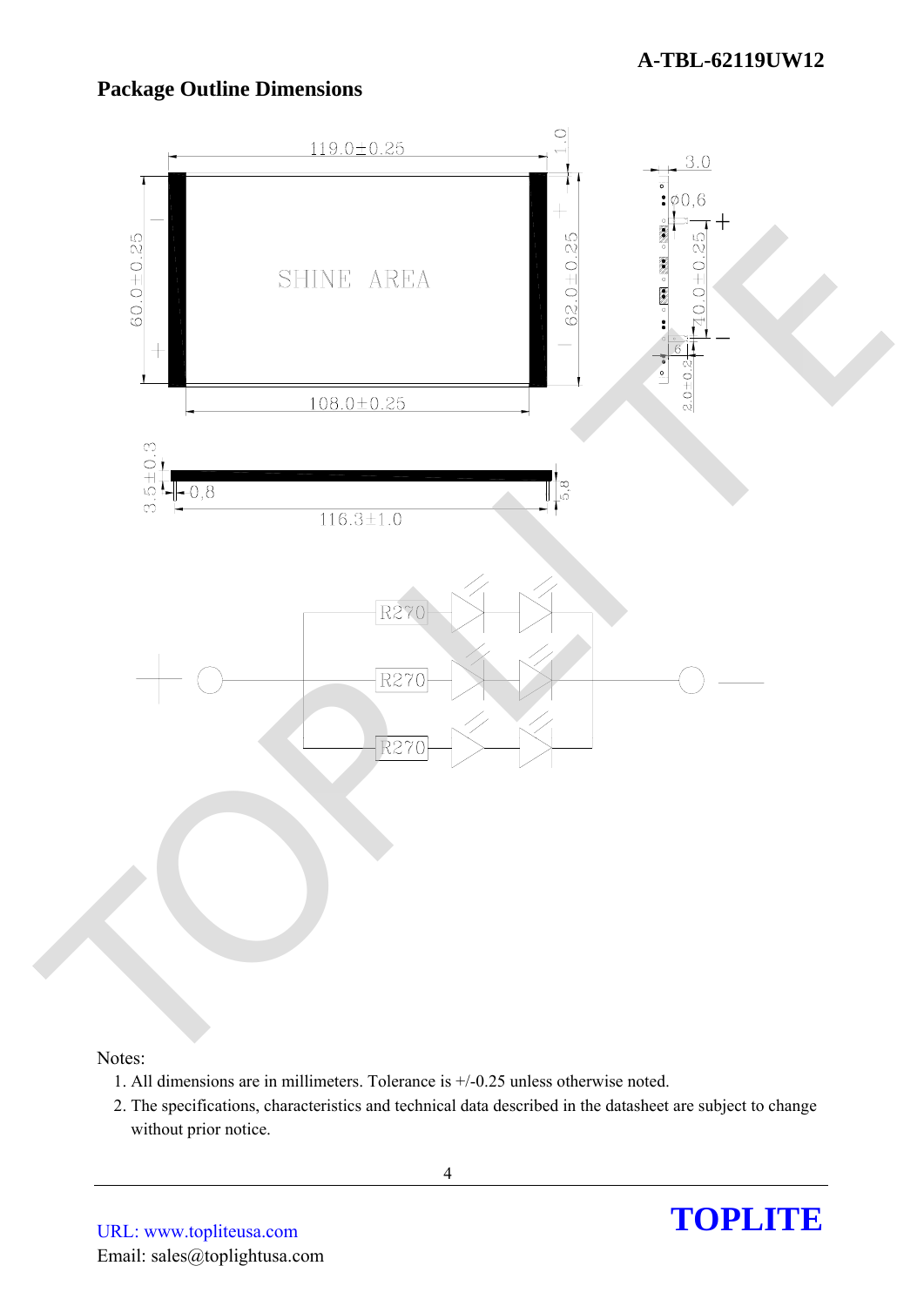## Package Outline Dimensions

119.0±0.25

1.0

3.0

Ø0,6

60.0±0.25

SHINE AREA

62.0±0.25

40.0±0.25

6

2.0±0.2

108.0±0.25

3.5±0.3

0,8

5,8

116.3±1.0

R270

R270

R270

Notes:

1. All dimensions are in millimeters. Tolerance is +/-0.25 unless otherwise noted.
2. The specifications, characteristics and technical data described in the datasheet are subject to change without prior notice.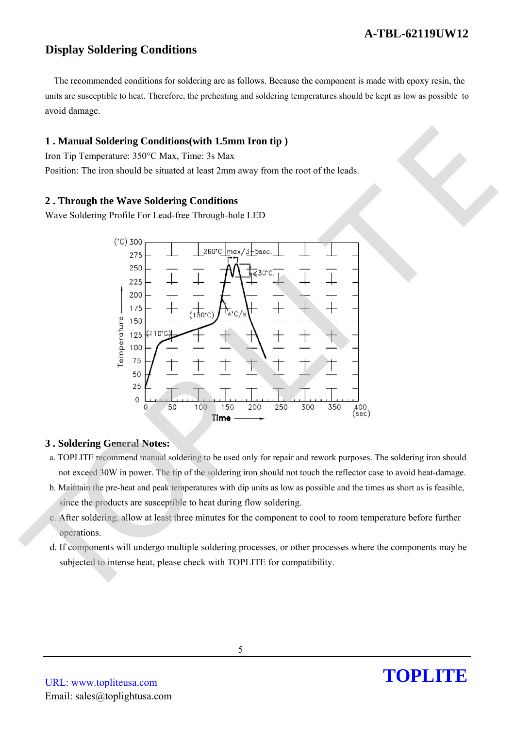## Display Soldering Conditions

The recommended conditions for soldering are as follows. Because the component is made with epoxy resin, the units are susceptible to heat. Therefore, the preheating and soldering temperatures should be kept as low as possible to avoid damage.

### 1 . Manual Soldering Conditions(with 1.5mm Iron tip )

Iron Tip Temperature: 350°C Max, Time: 3s Max

Position: The iron should be situated at least 2mm away from the root of the leads.

### 2 . Through the Wave Soldering Conditions

Wave Soldering Profile For Lead-free Through-hole LED

(°C) 300
275
250
225
200
175
150
125
100
75
50
25
0
Temperature
260°C max/3~5sec.
<30°C.
(150°C)
4°C/s
(110°C)
0 50 100 150 200 250 300 350 400
Time (sec)

### 3 . Soldering General Notes:

a. TOPLITE recommend manual soldering to be used only for repair and rework purposes. The soldering iron should not exceed 30W in power. The tip of the soldering iron should not touch the reflector case to avoid heat-damage.

b. Maintain the pre-heat and peak temperatures with dip units as low as possible and the times as short as is feasible, since the products are susceptible to heat during flow soldering.

c. After soldering, allow at least three minutes for the component to cool to room temperature before further operations.

d. If components will undergo multiple soldering processes, or other processes where the components may be subjected to intense heat, please check with TOPLITE for compatibility.

URL: www.topliteusa.com
Email: sales@toplightusa.com

**TOPLITE**